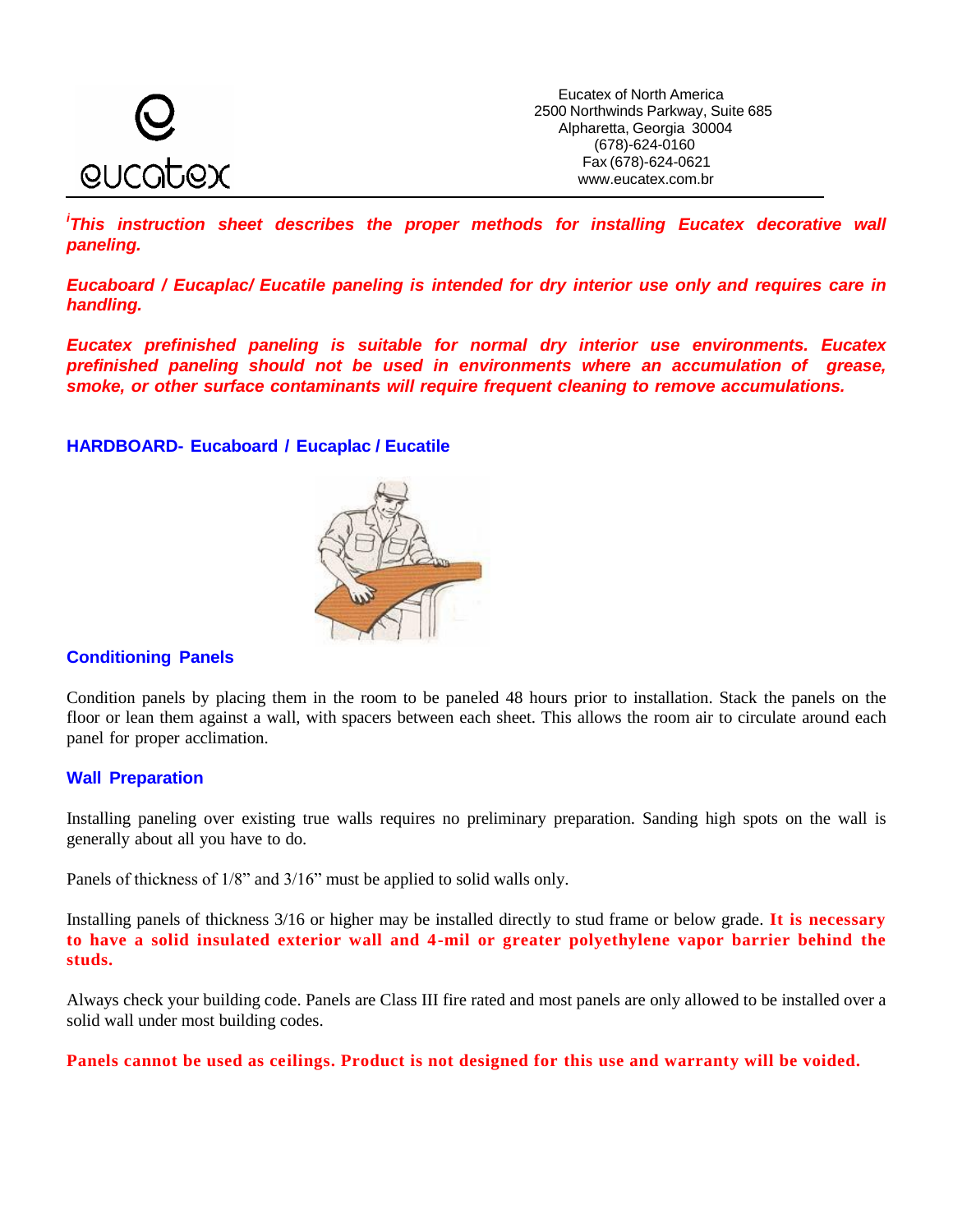Eucatex of North America
2500 Northwinds Parkway, Suite 685
Alpharetta, Georgia 30004
(678)-624-0160
Fax (678)-624-0621
www.eucatex.com.br

***[i]This instruction sheet describes the proper methods for installing Eucatex decorative wall paneling.***

***Eucaboard / Eucaplac/ Eucatile paneling is intended for dry interior use only and requires care in handling.***

***Eucatex prefinished paneling is suitable for normal dry interior use environments. Eucatex prefinished paneling should not be used in environments where an accumulation of grease, smoke, or other surface contaminants will require frequent cleaning to remove accumulations.***

## HARDBOARD- Eucaboard / Eucaplac / Eucatile

### Conditioning Panels

Condition panels by placing them in the room to be paneled 48 hours prior to installation. Stack the panels on the floor or lean them against a wall, with spacers between each sheet. This allows the room air to circulate around each panel for proper acclimation.

### Wall Preparation

Installing paneling over existing true walls requires no preliminary preparation. Sanding high spots on the wall is generally about all you have to do.

Panels of thickness of 1/8" and 3/16" must be applied to solid walls only.

Installing panels of thickness 3/16 or higher may be installed directly to stud frame or below grade. **It is necessary to have a solid insulated exterior wall and 4-mil or greater polyethylene vapor barrier behind the studs.**

Always check your building code. Panels are Class III fire rated and most panels are only allowed to be installed over a solid wall under most building codes.

**Panels cannot be used as ceilings. Product is not designed for this use and warranty will be voided.**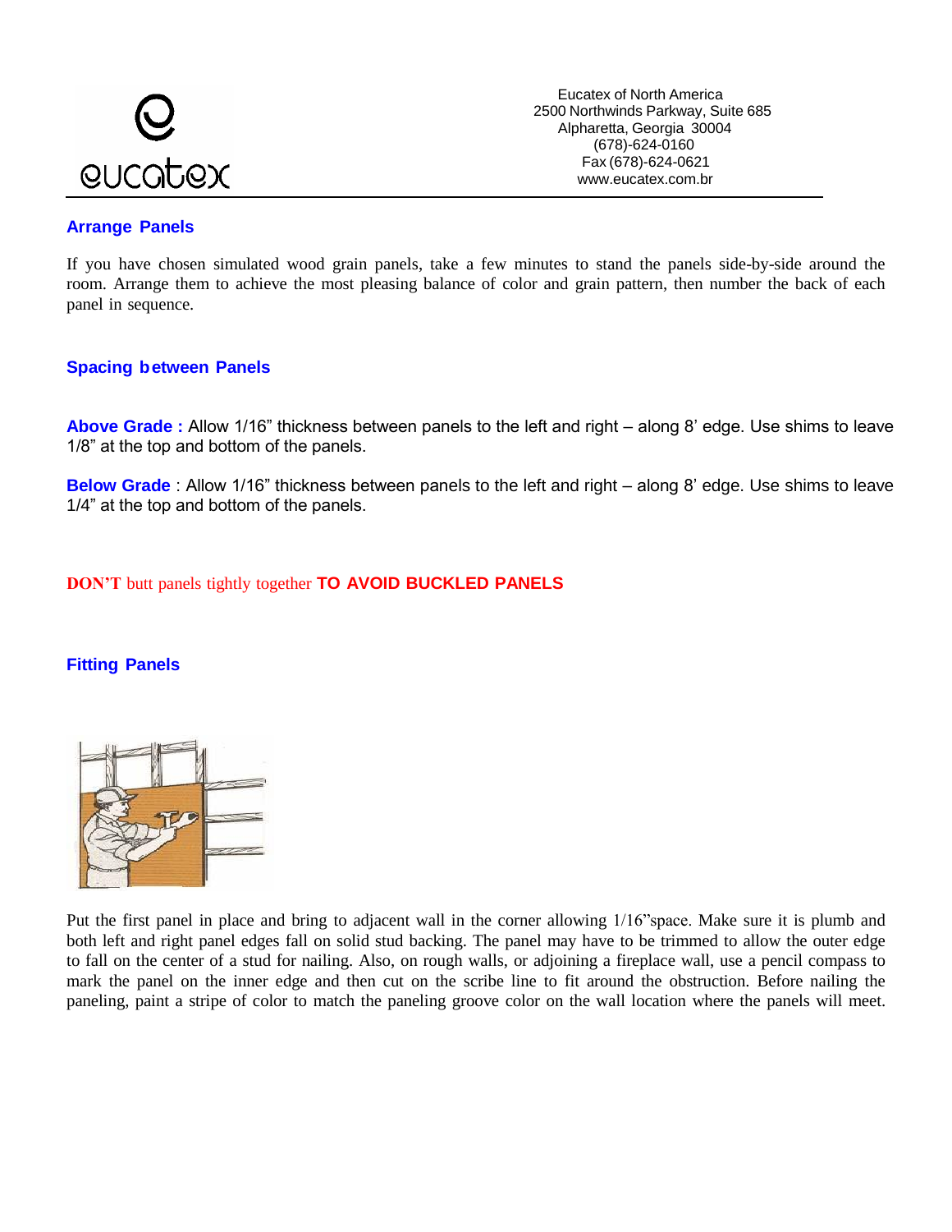## Arrange Panels

If you have chosen simulated wood grain panels, take a few minutes to stand the panels side-by-side around the room. Arrange them to achieve the most pleasing balance of color and grain pattern, then number the back of each panel in sequence.

## Spacing between Panels

**Above Grade :** Allow 1/16" thickness between panels to the left and right – along 8' edge. Use shims to leave 1/8" at the top and bottom of the panels.

**Below Grade** : Allow 1/16" thickness between panels to the left and right – along 8' edge. Use shims to leave 1/4" at the top and bottom of the panels.

**DON'T** butt panels tightly together **TO AVOID BUCKLED PANELS**

## Fitting Panels

Put the first panel in place and bring to adjacent wall in the corner allowing 1/16"space. Make sure it is plumb and both left and right panel edges fall on solid stud backing. The panel may have to be trimmed to allow the outer edge to fall on the center of a stud for nailing. Also, on rough walls, or adjoining a fireplace wall, use a pencil compass to mark the panel on the inner edge and then cut on the scribe line to fit around the obstruction. Before nailing the paneling, paint a stripe of color to match the paneling groove color on the wall location where the panels will meet.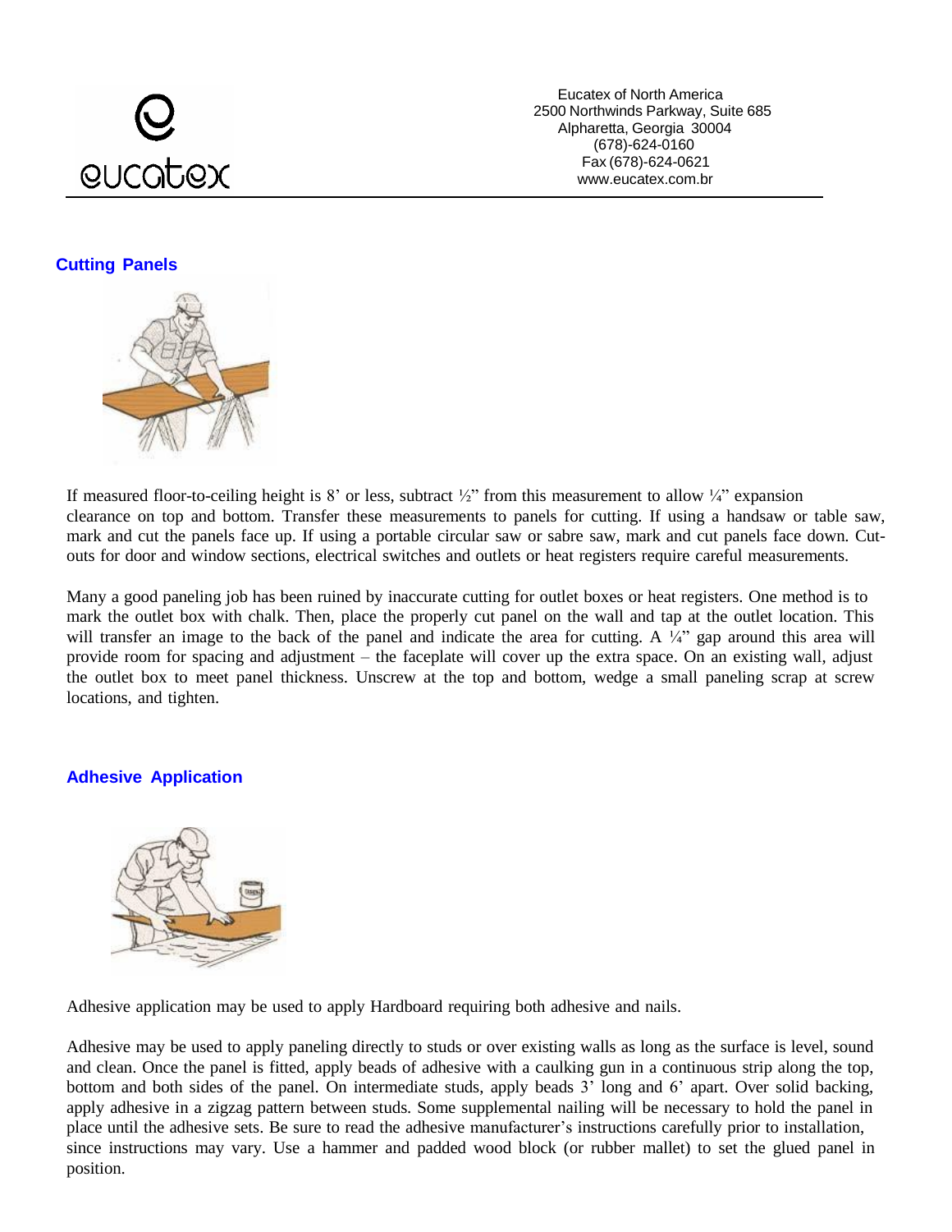Eucatex of North America
2500 Northwinds Parkway, Suite 685
Alpharetta, Georgia 30004
(678)-624-0160
Fax (678)-624-0621
www.eucatex.com.br

## Cutting Panels

If measured floor-to-ceiling height is 8’ or less, subtract ½” from this measurement to allow ¼” expansion clearance on top and bottom. Transfer these measurements to panels for cutting. If using a handsaw or table saw, mark and cut the panels face up. If using a portable circular saw or sabre saw, mark and cut panels face down. Cut-outs for door and window sections, electrical switches and outlets or heat registers require careful measurements.

Many a good paneling job has been ruined by inaccurate cutting for outlet boxes or heat registers. One method is to mark the outlet box with chalk. Then, place the properly cut panel on the wall and tap at the outlet location. This will transfer an image to the back of the panel and indicate the area for cutting. A ¼” gap around this area will provide room for spacing and adjustment – the faceplate will cover up the extra space. On an existing wall, adjust the outlet box to meet panel thickness. Unscrew at the top and bottom, wedge a small paneling scrap at screw locations, and tighten.

## Adhesive Application

Adhesive application may be used to apply Hardboard requiring both adhesive and nails.

Adhesive may be used to apply paneling directly to studs or over existing walls as long as the surface is level, sound and clean. Once the panel is fitted, apply beads of adhesive with a caulking gun in a continuous strip along the top, bottom and both sides of the panel. On intermediate studs, apply beads 3’ long and 6’ apart. Over solid backing, apply adhesive in a zigzag pattern between studs. Some supplemental nailing will be necessary to hold the panel in place until the adhesive sets. Be sure to read the adhesive manufacturer’s instructions carefully prior to installation, since instructions may vary. Use a hammer and padded wood block (or rubber mallet) to set the glued panel in position.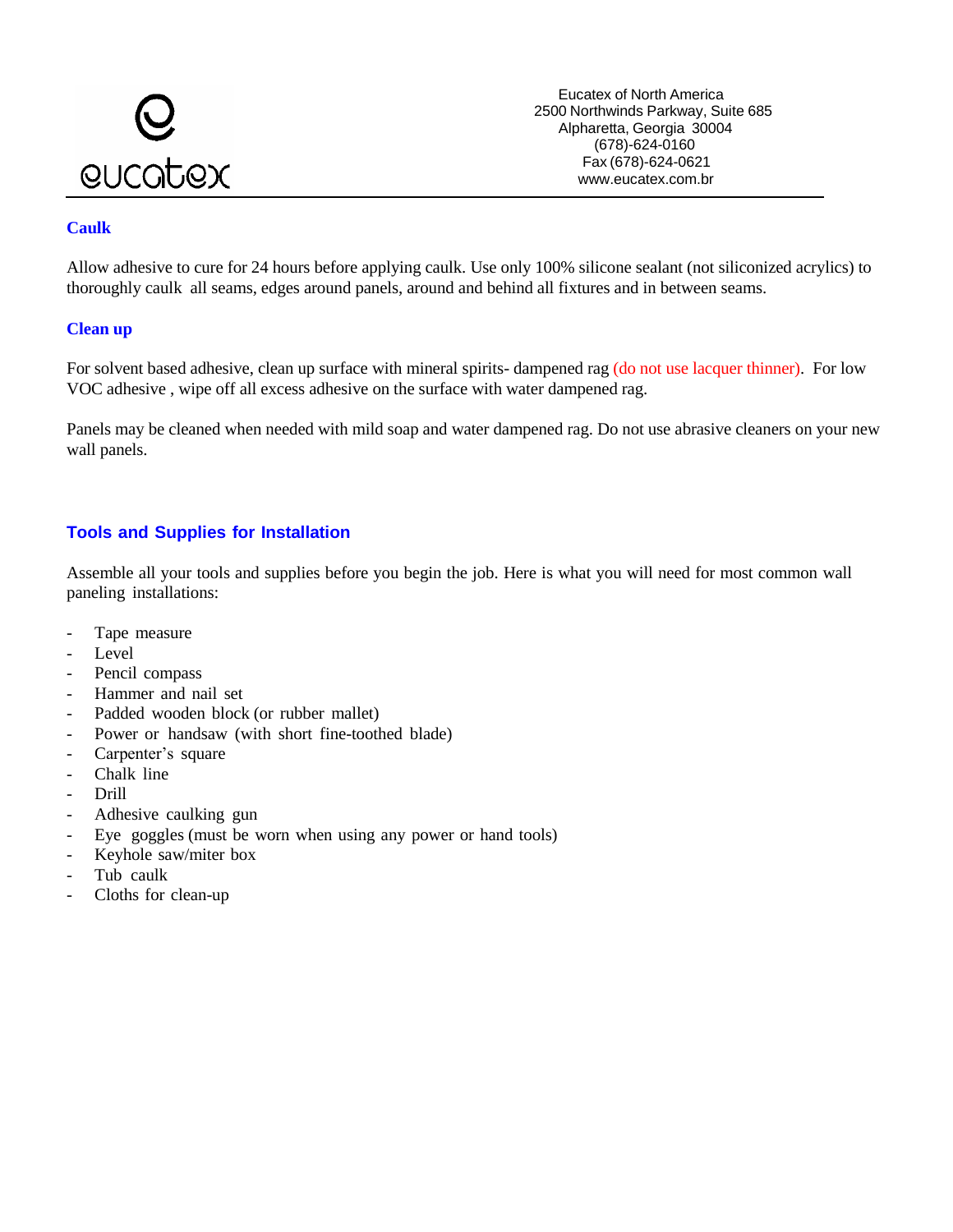Eucatex of North America
2500 Northwinds Parkway, Suite 685
Alpharetta, Georgia 30004
(678)-624-0160
Fax (678)-624-0621
www.eucatex.com.br

### Caulk

Allow adhesive to cure for 24 hours before applying caulk. Use only 100% silicone sealant (not siliconized acrylics) to thoroughly caulk all seams, edges around panels, around and behind all fixtures and in between seams.

### Clean up

For solvent based adhesive, clean up surface with mineral spirits- dampened rag (do not use lacquer thinner). For low VOC adhesive , wipe off all excess adhesive on the surface with water dampened rag.

Panels may be cleaned when needed with mild soap and water dampened rag. Do not use abrasive cleaners on your new wall panels.

### Tools and Supplies for Installation

Assemble all your tools and supplies before you begin the job. Here is what you will need for most common wall paneling installations:

- Tape measure
- Level
- Pencil compass
- Hammer and nail set
- Padded wooden block (or rubber mallet)
- Power or handsaw (with short fine-toothed blade)
- Carpenter's square
- Chalk line
- Drill
- Adhesive caulking gun
- Eye goggles (must be worn when using any power or hand tools)
- Keyhole saw/miter box
- Tub caulk
- Cloths for clean-up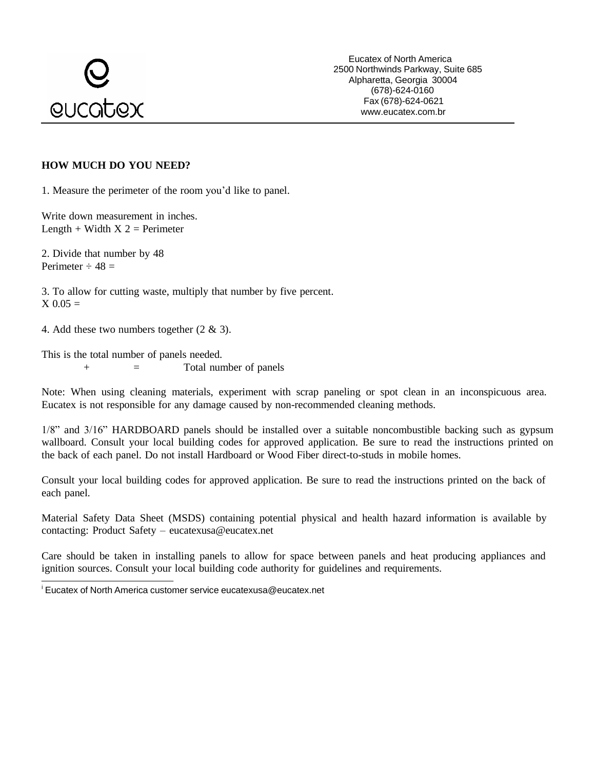eucatex

Eucatex of North America
2500 Northwinds Parkway, Suite 685
Alpharetta, Georgia 30004
(678)-624-0160
Fax (678)-624-0621
www.eucatex.com.br

**HOW MUCH DO YOU NEED?**

1. Measure the perimeter of the room you'd like to panel.

Write down measurement in inches.
Length + Width X 2 = Perimeter

2. Divide that number by 48
Perimeter ÷ 48 =

3. To allow for cutting waste, multiply that number by five percent.
X 0.05 =

4. Add these two numbers together (2 & 3).

This is the total number of panels needed.
+ = Total number of panels

Note: When using cleaning materials, experiment with scrap paneling or spot clean in an inconspicuous area. Eucatex is not responsible for any damage caused by non-recommended cleaning methods.

1/8" and 3/16" HARDBOARD panels should be installed over a suitable noncombustible backing such as gypsum wallboard. Consult your local building codes for approved application. Be sure to read the instructions printed on the back of each panel. Do not install Hardboard or Wood Fiber direct-to-studs in mobile homes.

Consult your local building codes for approved application. Be sure to read the instructions printed on the back of each panel.

Material Safety Data Sheet (MSDS) containing potential physical and health hazard information is available by contacting: Product Safety – eucatexusa@eucatex.net

Care should be taken in installing panels to allow for space between panels and heat producing appliances and ignition sources. Consult your local building code authority for guidelines and requirements.

[i] Eucatex of North America customer service eucatexusa@eucatex.net